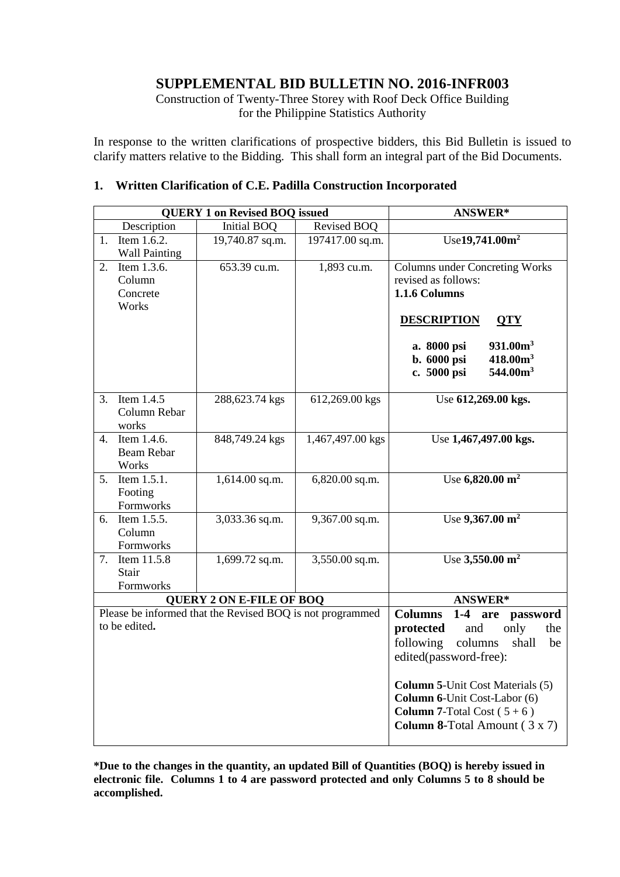# SUPPLEMENTAL BID BULLETIN NO. 2016-INFR003

Construction of Twenty-Three Storey with Roof Deck Office Building for the Philippine Statistics Authority

In response to the written clarifications of prospective bidders, this Bid Bulletin is issued to clarify matters relative to the Bidding. This shall form an integral part of the Bid Documents.

## 1. Written Clarification of C.E. Padilla Construction Incorporated

| QUERY 1 on Revised BOQ issued | | | ANSWER* |
|---|---|---|---|
| Description | Initial BOQ | Revised BOQ | |
| 1. Item 1.6.2. Wall Painting | 19,740.87 sq.m. | 197417.00 sq.m. | Use **19,741.00m²** |
| 2. Item 1.3.6. Column Concrete Works | 653.39 cu.m. | 1,893 cu.m. | Columns under Concreting Works revised as follows:<br>**1.1.6 Columns**<br>**DESCRIPTION** **QTY**<br>**a. 8000 psi** **931.00m³**<br>**b. 6000 psi** **418.00m³**<br>**c. 5000 psi** **544.00m³** |
| 3. Item 1.4.5 Column Rebar works | 288,623.74 kgs | 612,269.00 kgs | Use **612,269.00 kgs.** |
| 4. Item 1.4.6. Beam Rebar Works | 848,749.24 kgs | 1,467,497.00 kgs | Use **1,467,497.00 kgs.** |
| 5. Item 1.5.1. Footing Formworks | 1,614.00 sq.m. | 6,820.00 sq.m. | Use **6,820.00 m²** |
| 6. Item 1.5.5. Column Formworks | 3,033.36 sq.m. | 9,367.00 sq.m. | Use **9,367.00 m²** |
| 7. Item 11.5.8 Stair Formworks | 1,699.72 sq.m. | 3,550.00 sq.m. | Use **3,550.00 m²** |
| **QUERY 2 ON E-FILE OF BOQ** | | | **ANSWER*** |
| Please be informed that the Revised BOQ is not programmed to be edited**.** | | | **Columns 1-4 are password protected** and only the following columns shall be edited(password-free):<br>**Column 5**-Unit Cost Materials (5)<br>**Column 6**-Unit Cost-Labor (6)<br>**Column 7**-Total Cost ( 5 + 6 )<br>**Column 8**-Total Amount ( 3 x 7) |

**\*Due to the changes in the quantity, an updated Bill of Quantities (BOQ) is hereby issued in electronic file. Columns 1 to 4 are password protected and only Columns 5 to 8 should be accomplished.**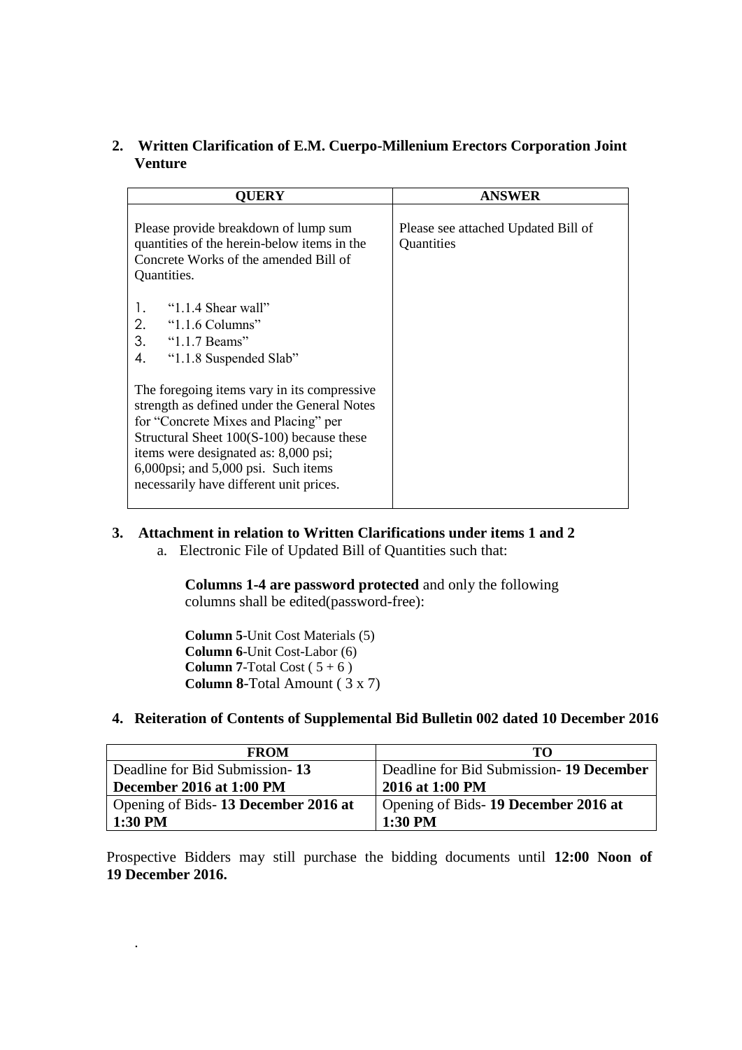**2. Written Clarification of E.M. Cuerpo-Millenium Erectors Corporation Joint Venture**

| QUERY | ANSWER |
|---|---|
| Please provide breakdown of lump sum quantities of the herein-below items in the Concrete Works of the amended Bill of Quantities.<br><br>1. "1.1.4 Shear wall"<br>2. "1.1.6 Columns"<br>3. "1.1.7 Beams"<br>4. "1.1.8 Suspended Slab"<br><br>The foregoing items vary in its compressive strength as defined under the General Notes for "Concrete Mixes and Placing" per Structural Sheet 100(S-100) because these items were designated as: 8,000 psi; 6,000psi; and 5,000 psi. Such items necessarily have different unit prices. | Please see attached Updated Bill of Quantities |

**3. Attachment in relation to Written Clarifications under items 1 and 2**

a. Electronic File of Updated Bill of Quantities such that:

**Columns 1-4 are password protected** and only the following columns shall be edited(password-free):

**Column 5**-Unit Cost Materials (5)
**Column 6**-Unit Cost-Labor (6)
**Column 7**-Total Cost ( 5 + 6 )
**Column 8**-Total Amount ( 3 x 7)

**4. Reiteration of Contents of Supplemental Bid Bulletin 002 dated 10 December 2016**

| FROM | TO |
|---|---|
| Deadline for Bid Submission- **13 December 2016 at 1:00 PM** | Deadline for Bid Submission- **19 December 2016 at 1:00 PM** |
| Opening of Bids- **13 December 2016 at 1:30 PM** | Opening of Bids- **19 December 2016 at 1:30 PM** |

Prospective Bidders may still purchase the bidding documents until **12:00 Noon of 19 December 2016.**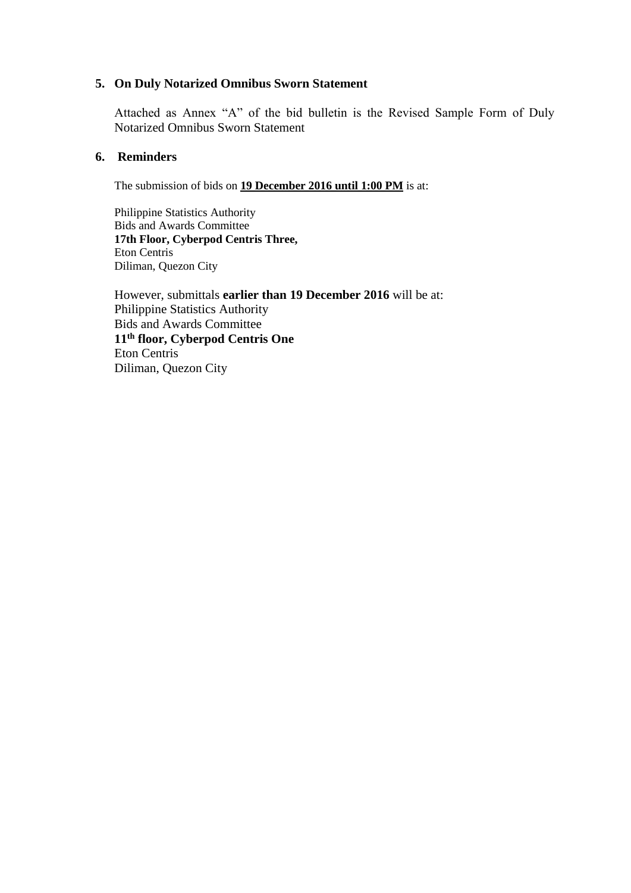## 5. On Duly Notarized Omnibus Sworn Statement

Attached as Annex "A" of the bid bulletin is the Revised Sample Form of Duly Notarized Omnibus Sworn Statement

## 6. Reminders

The submission of bids on **<u>19 December 2016 until 1:00 PM</u>** is at:

Philippine Statistics Authority
Bids and Awards Committee
**17th Floor, Cyberpod Centris Three,**
Eton Centris
Diliman, Quezon City

However, submittals **earlier than 19 December 2016** will be at:
Philippine Statistics Authority
Bids and Awards Committee
**11th floor, Cyberpod Centris One**
Eton Centris
Diliman, Quezon City